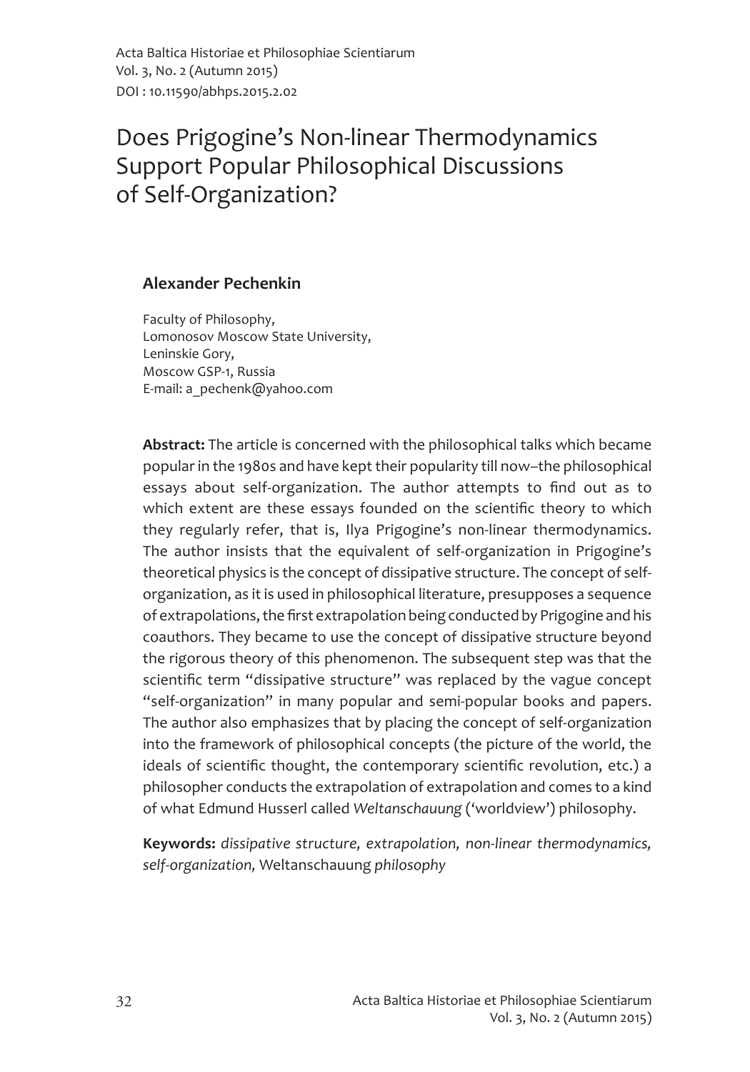# Does Prigogine's Non-linear Thermodynamics Support Popular Philosophical Discussions of Self-Organization?

**Alexander Pechenkin**

Faculty of Philosophy,
Lomonosov Moscow State University,
Leninskie Gory,
Moscow GSP-1, Russia
E-mail: a_pechenk@yahoo.com

**Abstract:** The article is concerned with the philosophical talks which became popular in the 1980s and have kept their popularity till now–the philosophical essays about self-organization. The author attempts to find out as to which extent are these essays founded on the scientific theory to which they regularly refer, that is, Ilya Prigogine's non-linear thermodynamics. The author insists that the equivalent of self-organization in Prigogine's theoretical physics is the concept of dissipative structure. The concept of self-organization, as it is used in philosophical literature, presupposes a sequence of extrapolations, the first extrapolation being conducted by Prigogine and his coauthors. They became to use the concept of dissipative structure beyond the rigorous theory of this phenomenon. The subsequent step was that the scientific term "dissipative structure" was replaced by the vague concept "self-organization" in many popular and semi-popular books and papers. The author also emphasizes that by placing the concept of self-organization into the framework of philosophical concepts (the picture of the world, the ideals of scientific thought, the contemporary scientific revolution, etc.) a philosopher conducts the extrapolation of extrapolation and comes to a kind of what Edmund Husserl called *Weltanschauung* ('worldview') philosophy.

**Keywords:** *dissipative structure, extrapolation, non-linear thermodynamics, self-organization,* Weltanschauung *philosophy*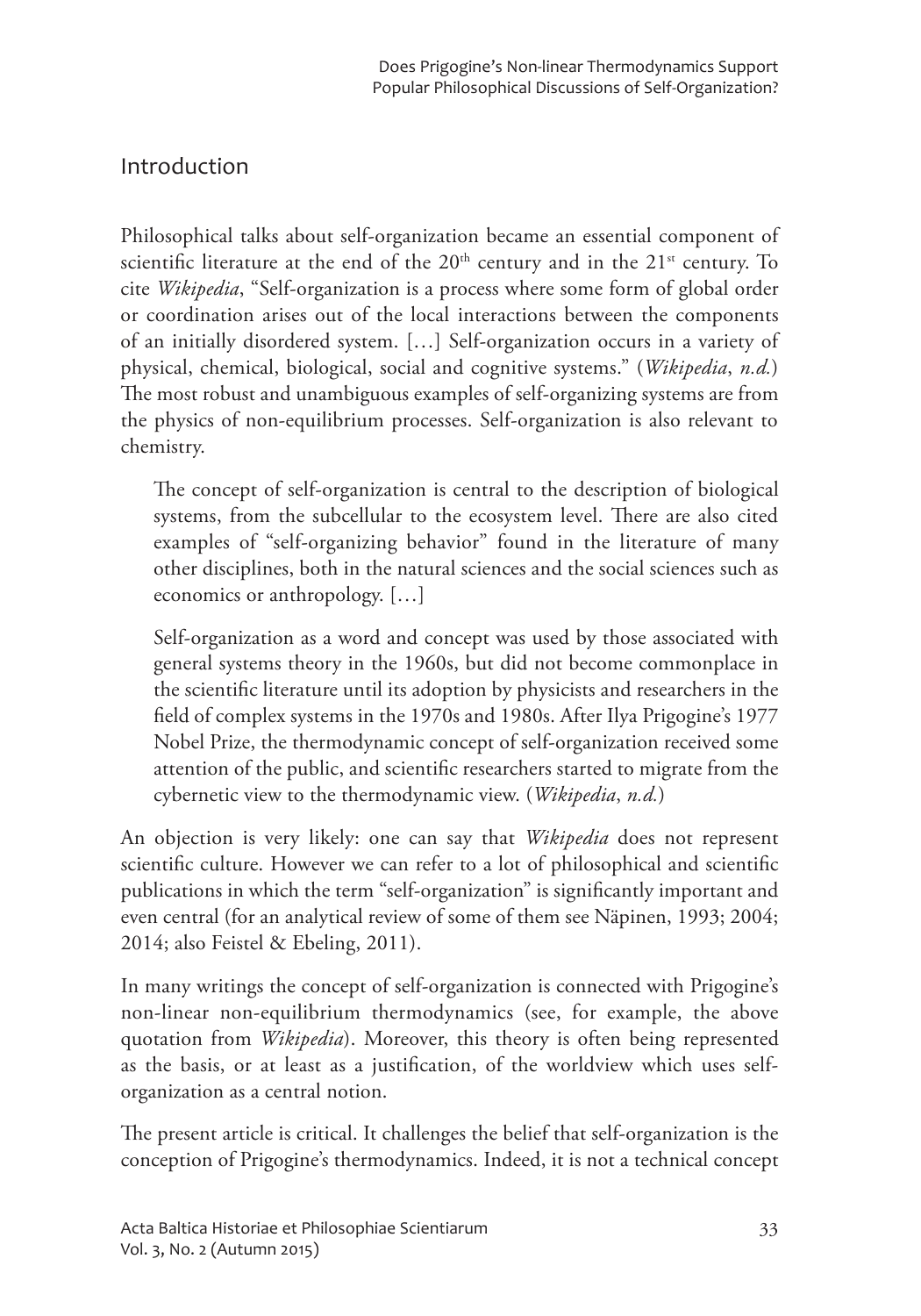## Introduction

Philosophical talks about self-organization became an essential component of scientific literature at the end of the 20th century and in the 21st century. To cite *Wikipedia*, "Self-organization is a process where some form of global order or coordination arises out of the local interactions between the components of an initially disordered system. […] Self-organization occurs in a variety of physical, chemical, biological, social and cognitive systems." (*Wikipedia*, *n.d.*) The most robust and unambiguous examples of self-organizing systems are from the physics of non-equilibrium processes. Self-organization is also relevant to chemistry.

> The concept of self-organization is central to the description of biological systems, from the subcellular to the ecosystem level. There are also cited examples of "self-organizing behavior" found in the literature of many other disciplines, both in the natural sciences and the social sciences such as economics or anthropology. […]
>
> Self-organization as a word and concept was used by those associated with general systems theory in the 1960s, but did not become commonplace in the scientific literature until its adoption by physicists and researchers in the field of complex systems in the 1970s and 1980s. After Ilya Prigogine's 1977 Nobel Prize, the thermodynamic concept of self-organization received some attention of the public, and scientific researchers started to migrate from the cybernetic view to the thermodynamic view. (*Wikipedia*, *n.d.*)

An objection is very likely: one can say that *Wikipedia* does not represent scientific culture. However we can refer to a lot of philosophical and scientific publications in which the term "self-organization" is significantly important and even central (for an analytical review of some of them see Näpinen, 1993; 2004; 2014; also Feistel & Ebeling, 2011).

In many writings the concept of self-organization is connected with Prigogine's non-linear non-equilibrium thermodynamics (see, for example, the above quotation from *Wikipedia*). Moreover, this theory is often being represented as the basis, or at least as a justification, of the worldview which uses self-organization as a central notion.

The present article is critical. It challenges the belief that self-organization is the conception of Prigogine's thermodynamics. Indeed, it is not a technical concept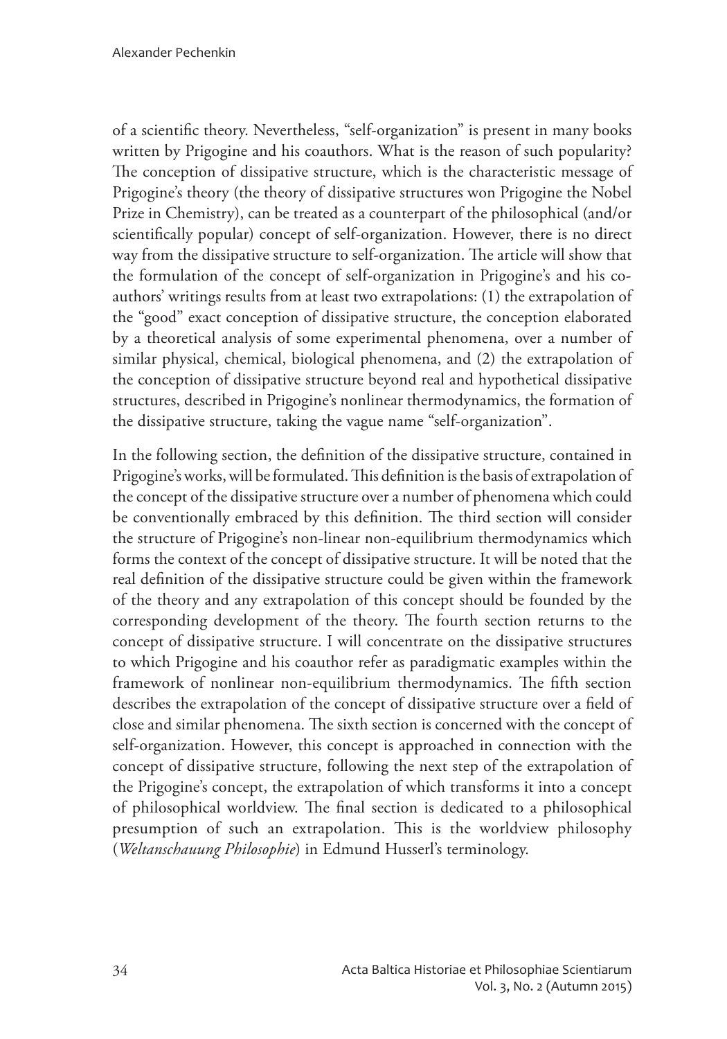of a scientific theory. Nevertheless, "self-organization" is present in many books written by Prigogine and his coauthors. What is the reason of such popularity? The conception of dissipative structure, which is the characteristic message of Prigogine's theory (the theory of dissipative structures won Prigogine the Nobel Prize in Chemistry), can be treated as a counterpart of the philosophical (and/or scientifically popular) concept of self-organization. However, there is no direct way from the dissipative structure to self-organization. The article will show that the formulation of the concept of self-organization in Prigogine's and his co-authors' writings results from at least two extrapolations: (1) the extrapolation of the "good" exact conception of dissipative structure, the conception elaborated by a theoretical analysis of some experimental phenomena, over a number of similar physical, chemical, biological phenomena, and (2) the extrapolation of the conception of dissipative structure beyond real and hypothetical dissipative structures, described in Prigogine's nonlinear thermodynamics, the formation of the dissipative structure, taking the vague name "self-organization".

In the following section, the definition of the dissipative structure, contained in Prigogine's works, will be formulated. This definition is the basis of extrapolation of the concept of the dissipative structure over a number of phenomena which could be conventionally embraced by this definition. The third section will consider the structure of Prigogine's non-linear non-equilibrium thermodynamics which forms the context of the concept of dissipative structure. It will be noted that the real definition of the dissipative structure could be given within the framework of the theory and any extrapolation of this concept should be founded by the corresponding development of the theory. The fourth section returns to the concept of dissipative structure. I will concentrate on the dissipative structures to which Prigogine and his coauthor refer as paradigmatic examples within the framework of nonlinear non-equilibrium thermodynamics. The fifth section describes the extrapolation of the concept of dissipative structure over a field of close and similar phenomena. The sixth section is concerned with the concept of self-organization. However, this concept is approached in connection with the concept of dissipative structure, following the next step of the extrapolation of the Prigogine's concept, the extrapolation of which transforms it into a concept of philosophical worldview. The final section is dedicated to a philosophical presumption of such an extrapolation. This is the worldview philosophy (*Weltanschauung Philosophie*) in Edmund Husserl's terminology.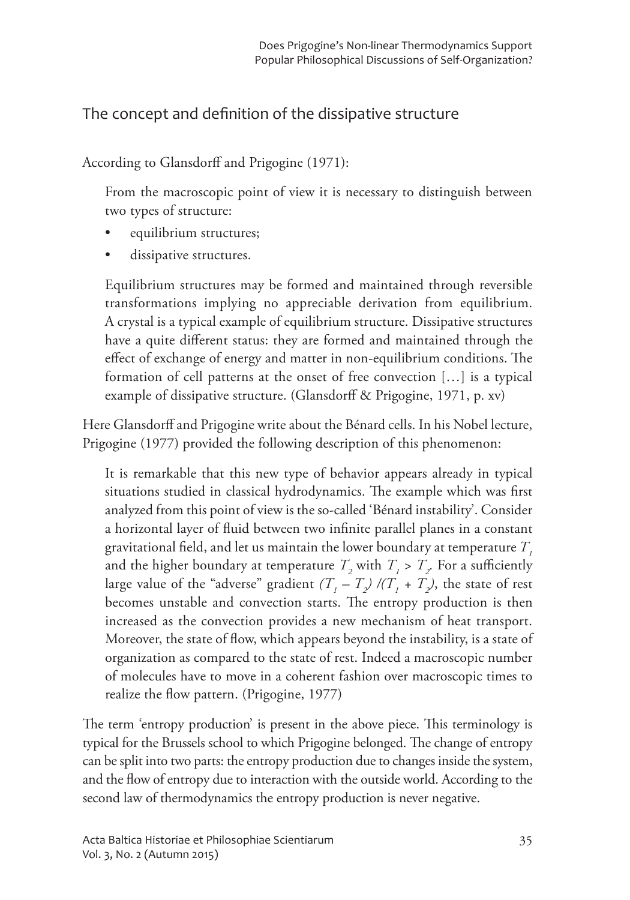## The concept and definition of the dissipative structure

According to Glansdorff and Prigogine (1971):

> From the macroscopic point of view it is necessary to distinguish between two types of structure:
>
> - equilibrium structures;
> - dissipative structures.
>
> Equilibrium structures may be formed and maintained through reversible transformations implying no appreciable derivation from equilibrium. A crystal is a typical example of equilibrium structure. Dissipative structures have a quite different status: they are formed and maintained through the effect of exchange of energy and matter in non-equilibrium conditions. The formation of cell patterns at the onset of free convection […] is a typical example of dissipative structure. (Glansdorff & Prigogine, 1971, p. xv)

Here Glansdorff and Prigogine write about the Bénard cells. In his Nobel lecture, Prigogine (1977) provided the following description of this phenomenon:

> It is remarkable that this new type of behavior appears already in typical situations studied in classical hydrodynamics. The example which was first analyzed from this point of view is the so-called 'Bénard instability'. Consider a horizontal layer of fluid between two infinite parallel planes in a constant gravitational field, and let us maintain the lower boundary at temperature $T_1$ and the higher boundary at temperature $T_2$ with $T_1 > T_2$. For a sufficiently large value of the "adverse" gradient $(T_1 - T_2)/(T_1 + T_2)$, the state of rest becomes unstable and convection starts. The entropy production is then increased as the convection provides a new mechanism of heat transport. Moreover, the state of flow, which appears beyond the instability, is a state of organization as compared to the state of rest. Indeed a macroscopic number of molecules have to move in a coherent fashion over macroscopic times to realize the flow pattern. (Prigogine, 1977)

The term 'entropy production' is present in the above piece. This terminology is typical for the Brussels school to which Prigogine belonged. The change of entropy can be split into two parts: the entropy production due to changes inside the system, and the flow of entropy due to interaction with the outside world. According to the second law of thermodynamics the entropy production is never negative.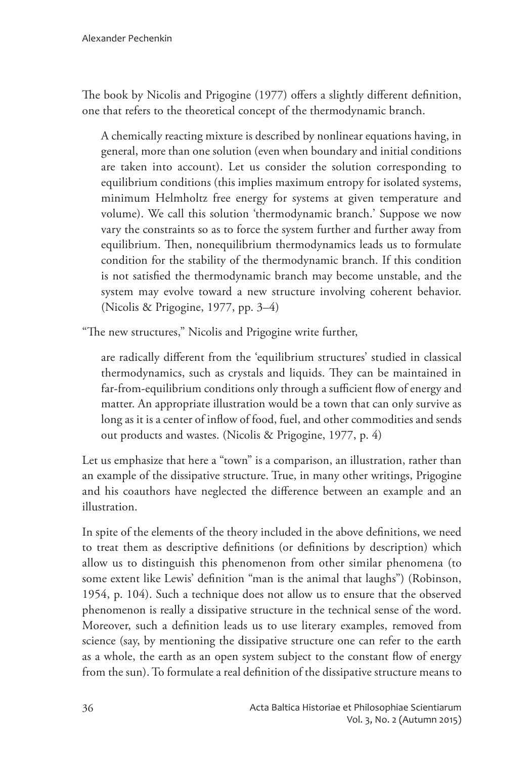The book by Nicolis and Prigogine (1977) offers a slightly different definition, one that refers to the theoretical concept of the thermodynamic branch.

> A chemically reacting mixture is described by nonlinear equations having, in general, more than one solution (even when boundary and initial conditions are taken into account). Let us consider the solution corresponding to equilibrium conditions (this implies maximum entropy for isolated systems, minimum Helmholtz free energy for systems at given temperature and volume). We call this solution 'thermodynamic branch.' Suppose we now vary the constraints so as to force the system further and further away from equilibrium. Then, nonequilibrium thermodynamics leads us to formulate condition for the stability of the thermodynamic branch. If this condition is not satisfied the thermodynamic branch may become unstable, and the system may evolve toward a new structure involving coherent behavior. (Nicolis & Prigogine, 1977, pp. 3–4)

"The new structures," Nicolis and Prigogine write further,

> are radically different from the 'equilibrium structures' studied in classical thermodynamics, such as crystals and liquids. They can be maintained in far-from-equilibrium conditions only through a sufficient flow of energy and matter. An appropriate illustration would be a town that can only survive as long as it is a center of inflow of food, fuel, and other commodities and sends out products and wastes. (Nicolis & Prigogine, 1977, p. 4)

Let us emphasize that here a "town" is a comparison, an illustration, rather than an example of the dissipative structure. True, in many other writings, Prigogine and his coauthors have neglected the difference between an example and an illustration.

In spite of the elements of the theory included in the above definitions, we need to treat them as descriptive definitions (or definitions by description) which allow us to distinguish this phenomenon from other similar phenomena (to some extent like Lewis' definition "man is the animal that laughs") (Robinson, 1954, p. 104). Such a technique does not allow us to ensure that the observed phenomenon is really a dissipative structure in the technical sense of the word. Moreover, such a definition leads us to use literary examples, removed from science (say, by mentioning the dissipative structure one can refer to the earth as a whole, the earth as an open system subject to the constant flow of energy from the sun). To formulate a real definition of the dissipative structure means to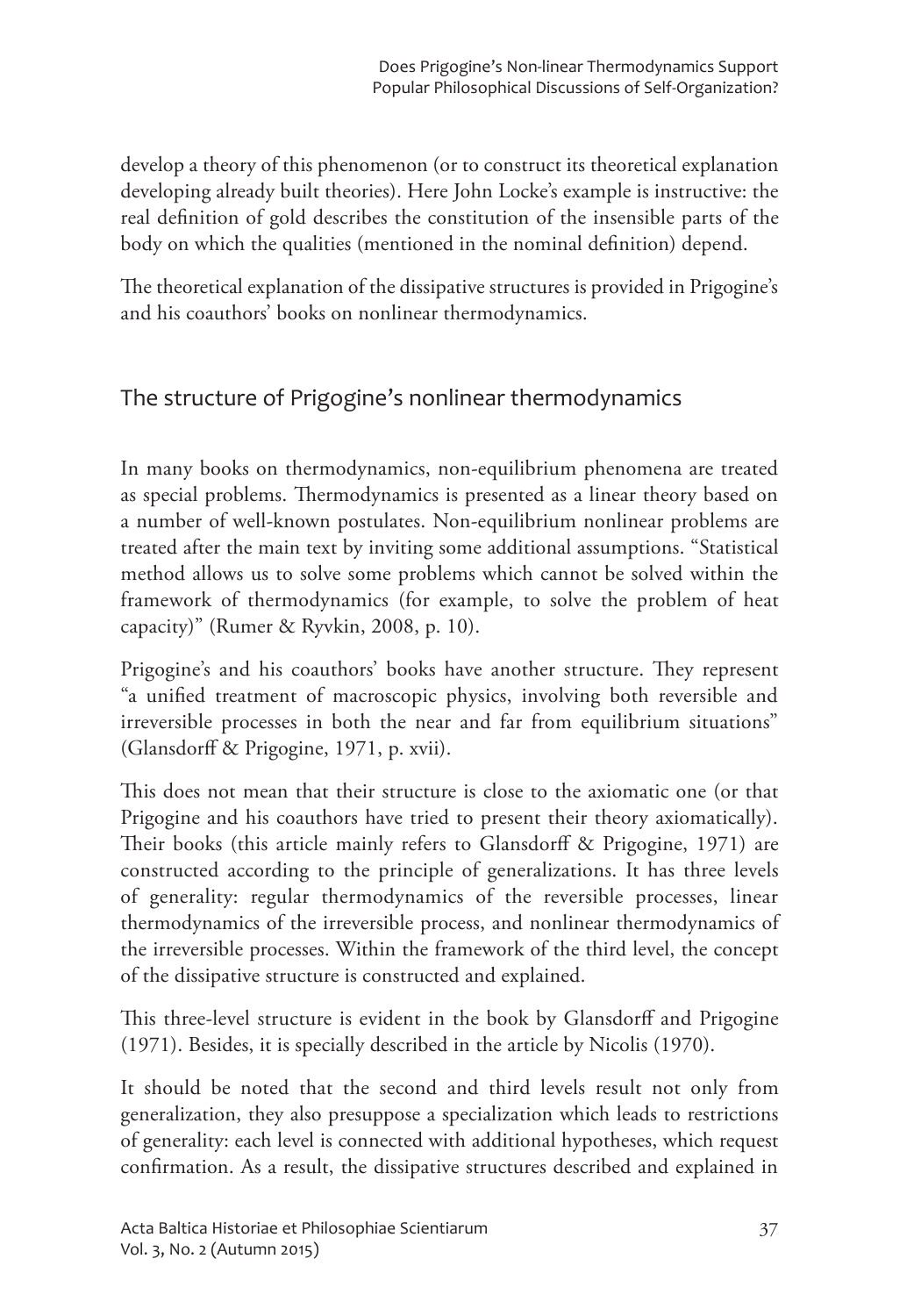develop a theory of this phenomenon (or to construct its theoretical explanation developing already built theories). Here John Locke's example is instructive: the real definition of gold describes the constitution of the insensible parts of the body on which the qualities (mentioned in the nominal definition) depend.

The theoretical explanation of the dissipative structures is provided in Prigogine's and his coauthors' books on nonlinear thermodynamics.

## The structure of Prigogine's nonlinear thermodynamics

In many books on thermodynamics, non-equilibrium phenomena are treated as special problems. Thermodynamics is presented as a linear theory based on a number of well-known postulates. Non-equilibrium nonlinear problems are treated after the main text by inviting some additional assumptions. "Statistical method allows us to solve some problems which cannot be solved within the framework of thermodynamics (for example, to solve the problem of heat capacity)" (Rumer & Ryvkin, 2008, p. 10).

Prigogine's and his coauthors' books have another structure. They represent "a unified treatment of macroscopic physics, involving both reversible and irreversible processes in both the near and far from equilibrium situations" (Glansdorff & Prigogine, 1971, p. xvii).

This does not mean that their structure is close to the axiomatic one (or that Prigogine and his coauthors have tried to present their theory axiomatically). Their books (this article mainly refers to Glansdorff & Prigogine, 1971) are constructed according to the principle of generalizations. It has three levels of generality: regular thermodynamics of the reversible processes, linear thermodynamics of the irreversible process, and nonlinear thermodynamics of the irreversible processes. Within the framework of the third level, the concept of the dissipative structure is constructed and explained.

This three-level structure is evident in the book by Glansdorff and Prigogine (1971). Besides, it is specially described in the article by Nicolis (1970).

It should be noted that the second and third levels result not only from generalization, they also presuppose a specialization which leads to restrictions of generality: each level is connected with additional hypotheses, which request confirmation. As a result, the dissipative structures described and explained in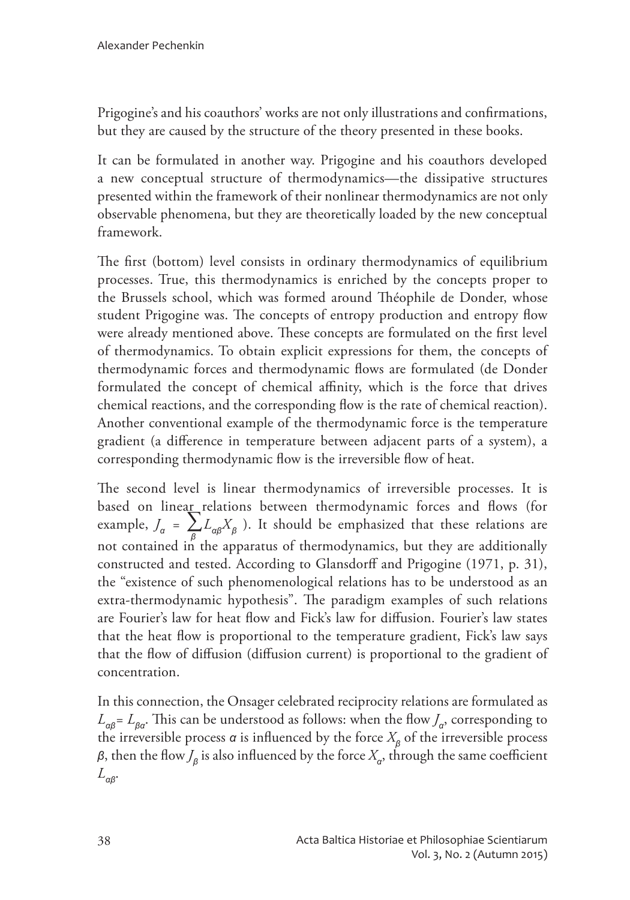Prigogine's and his coauthors' works are not only illustrations and confirmations, but they are caused by the structure of the theory presented in these books.

It can be formulated in another way. Prigogine and his coauthors developed a new conceptual structure of thermodynamics—the dissipative structures presented within the framework of their nonlinear thermodynamics are not only observable phenomena, but they are theoretically loaded by the new conceptual framework.

The first (bottom) level consists in ordinary thermodynamics of equilibrium processes. True, this thermodynamics is enriched by the concepts proper to the Brussels school, which was formed around Théophile de Donder, whose student Prigogine was. The concepts of entropy production and entropy flow were already mentioned above. These concepts are formulated on the first level of thermodynamics. To obtain explicit expressions for them, the concepts of thermodynamic forces and thermodynamic flows are formulated (de Donder formulated the concept of chemical affinity, which is the force that drives chemical reactions, and the corresponding flow is the rate of chemical reaction). Another conventional example of the thermodynamic force is the temperature gradient (a difference in temperature between adjacent parts of a system), a corresponding thermodynamic flow is the irreversible flow of heat.

The second level is linear thermodynamics of irreversible processes. It is based on linear relations between thermodynamic forces and flows (for example, $J_\alpha = \sum_\beta L_{\alpha\beta} X_\beta$ ). It should be emphasized that these relations are not contained in the apparatus of thermodynamics, but they are additionally constructed and tested. According to Glansdorff and Prigogine (1971, p. 31), the "existence of such phenomenological relations has to be understood as an extra-thermodynamic hypothesis". The paradigm examples of such relations are Fourier's law for heat flow and Fick's law for diffusion. Fourier's law states that the heat flow is proportional to the temperature gradient, Fick's law says that the flow of diffusion (diffusion current) is proportional to the gradient of concentration.

In this connection, the Onsager celebrated reciprocity relations are formulated as $L_{\alpha\beta} = L_{\beta\alpha}$. This can be understood as follows: when the flow $J_\alpha$, corresponding to the irreversible process $\alpha$ is influenced by the force $X_\beta$ of the irreversible process $\beta$, then the flow $J_\beta$ is also influenced by the force $X_\alpha$, through the same coefficient $L_{\alpha\beta}$.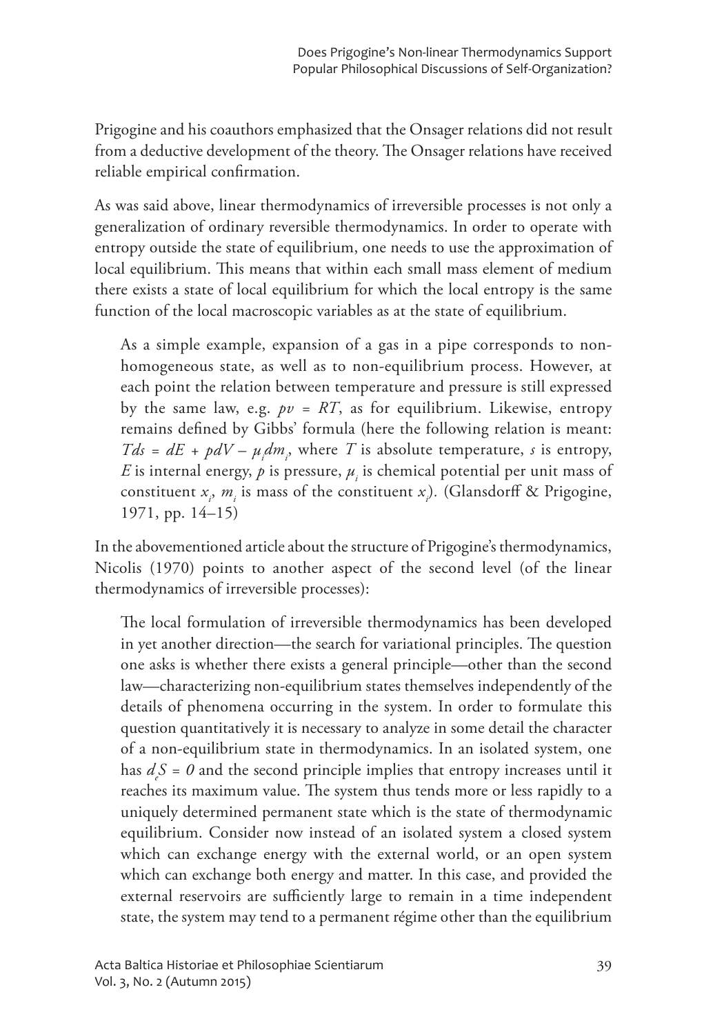Prigogine and his coauthors emphasized that the Onsager relations did not result from a deductive development of the theory. The Onsager relations have received reliable empirical confirmation.

As was said above, linear thermodynamics of irreversible processes is not only a generalization of ordinary reversible thermodynamics. In order to operate with entropy outside the state of equilibrium, one needs to use the approximation of local equilibrium. This means that within each small mass element of medium there exists a state of local equilibrium for which the local entropy is the same function of the local macroscopic variables as at the state of equilibrium.

> As a simple example, expansion of a gas in a pipe corresponds to non-homogeneous state, as well as to non-equilibrium process. However, at each point the relation between temperature and pressure is still expressed by the same law, e.g. $pv = RT$, as for equilibrium. Likewise, entropy remains defined by Gibbs' formula (here the following relation is meant: $Tds = dE + pdV - \mu_i dm_i$, where $T$ is absolute temperature, $s$ is entropy, $E$ is internal energy, $p$ is pressure, $\mu_i$ is chemical potential per unit mass of constituent $x_i$, $m_i$ is mass of the constituent $x_i$). (Glansdorff & Prigogine, 1971, pp. 14–15)

In the abovementioned article about the structure of Prigogine's thermodynamics, Nicolis (1970) points to another aspect of the second level (of the linear thermodynamics of irreversible processes):

> The local formulation of irreversible thermodynamics has been developed in yet another direction—the search for variational principles. The question one asks is whether there exists a general principle—other than the second law—characterizing non-equilibrium states themselves independently of the details of phenomena occurring in the system. In order to formulate this question quantitatively it is necessary to analyze in some detail the character of a non-equilibrium state in thermodynamics. In an isolated system, one has $d_eS = 0$ and the second principle implies that entropy increases until it reaches its maximum value. The system thus tends more or less rapidly to a uniquely determined permanent state which is the state of thermodynamic equilibrium. Consider now instead of an isolated system a closed system which can exchange energy with the external world, or an open system which can exchange both energy and matter. In this case, and provided the external reservoirs are sufficiently large to remain in a time independent state, the system may tend to a permanent régime other than the equilibrium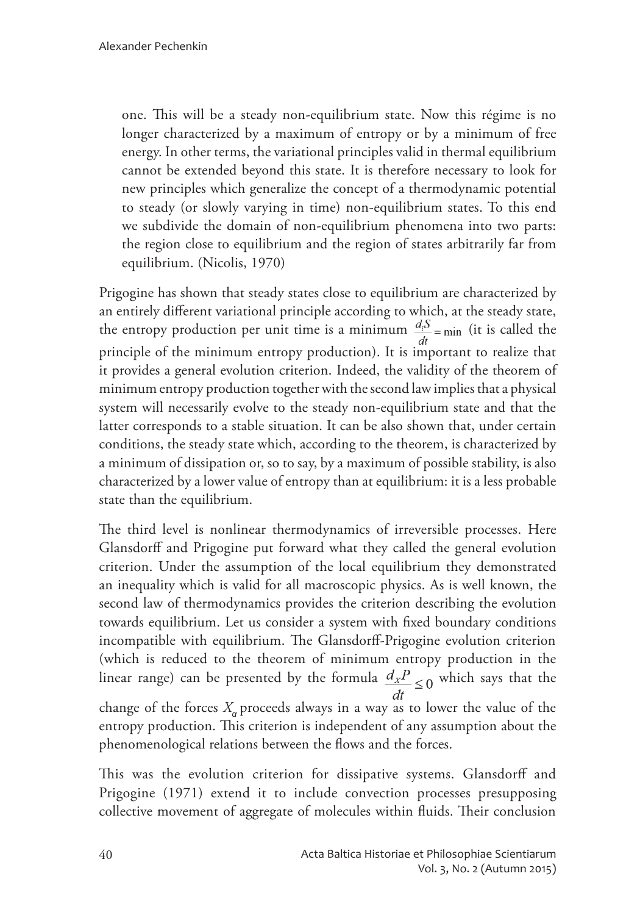> one. This will be a steady non-equilibrium state. Now this régime is no longer characterized by a maximum of entropy or by a minimum of free energy. In other terms, the variational principles valid in thermal equilibrium cannot be extended beyond this state. It is therefore necessary to look for new principles which generalize the concept of a thermodynamic potential to steady (or slowly varying in time) non-equilibrium states. To this end we subdivide the domain of non-equilibrium phenomena into two parts: the region close to equilibrium and the region of states arbitrarily far from equilibrium. (Nicolis, 1970)

Prigogine has shown that steady states close to equilibrium are characterized by an entirely different variational principle according to which, at the steady state, the entropy production per unit time is a minimum $\frac{d_i S}{dt} = \min$ (it is called the principle of the minimum entropy production). It is important to realize that it provides a general evolution criterion. Indeed, the validity of the theorem of minimum entropy production together with the second law implies that a physical system will necessarily evolve to the steady non-equilibrium state and that the latter corresponds to a stable situation. It can be also shown that, under certain conditions, the steady state which, according to the theorem, is characterized by a minimum of dissipation or, so to say, by a maximum of possible stability, is also characterized by a lower value of entropy than at equilibrium: it is a less probable state than the equilibrium.

The third level is nonlinear thermodynamics of irreversible processes. Here Glansdorff and Prigogine put forward what they called the general evolution criterion. Under the assumption of the local equilibrium they demonstrated an inequality which is valid for all macroscopic physics. As is well known, the second law of thermodynamics provides the criterion describing the evolution towards equilibrium. Let us consider a system with fixed boundary conditions incompatible with equilibrium. The Glansdorff-Prigogine evolution criterion (which is reduced to the theorem of minimum entropy production in the linear range) can be presented by the formula $\frac{d_X P}{dt} \leq 0$ which says that the change of the forces $X_\alpha$ proceeds always in a way as to lower the value of the entropy production. This criterion is independent of any assumption about the phenomenological relations between the flows and the forces.

This was the evolution criterion for dissipative systems. Glansdorff and Prigogine (1971) extend it to include convection processes presupposing collective movement of aggregate of molecules within fluids. Their conclusion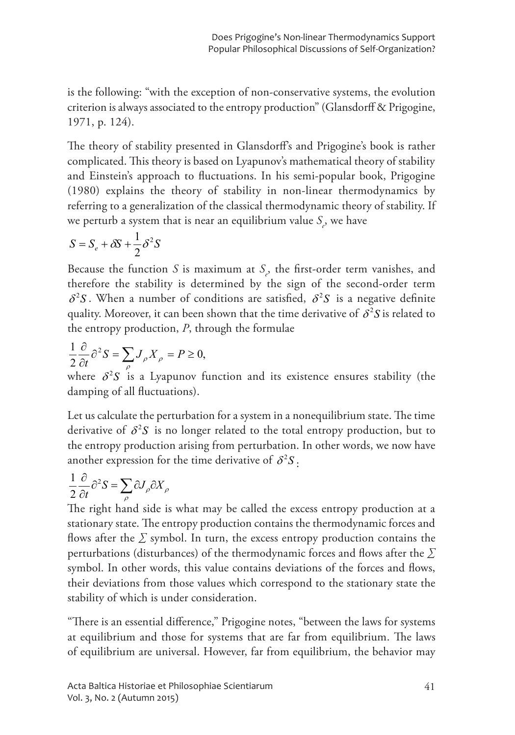is the following: "with the exception of non-conservative systems, the evolution criterion is always associated to the entropy production" (Glansdorff & Prigogine, 1971, p. 124).

The theory of stability presented in Glansdorff's and Prigogine's book is rather complicated. This theory is based on Lyapunov's mathematical theory of stability and Einstein's approach to fluctuations. In his semi-popular book, Prigogine (1980) explains the theory of stability in non-linear thermodynamics by referring to a generalization of the classical thermodynamic theory of stability. If we perturb a system that is near an equilibrium value $S_e$, we have

$$S = S_e + \delta S + \frac{1}{2}\delta^2 S$$

Because the function $S$ is maximum at $S_e$, the first-order term vanishes, and therefore the stability is determined by the sign of the second-order term $\delta^2 S$. When a number of conditions are satisfied, $\delta^2 S$ is a negative definite quality. Moreover, it can been shown that the time derivative of $\delta^2 S$ is related to the entropy production, $P$, through the formulae

$$\frac{1}{2}\frac{\partial}{\partial t}\partial^2 S = \sum_{\rho} J_{\rho} X_{\rho} = P \geq 0,$$

where $\delta^2 S$ is a Lyapunov function and its existence ensures stability (the damping of all fluctuations).

Let us calculate the perturbation for a system in a nonequilibrium state. The time derivative of $\delta^2 S$ is no longer related to the total entropy production, but to the entropy production arising from perturbation. In other words, we now have another expression for the time derivative of $\delta^2 S$:

$$\frac{1}{2}\frac{\partial}{\partial t}\partial^2 S = \sum_{\rho} \partial J_{\rho} \partial X_{\rho}$$

The right hand side is what may be called the excess entropy production at a stationary state. The entropy production contains the thermodynamic forces and flows after the $\Sigma$ symbol. In turn, the excess entropy production contains the perturbations (disturbances) of the thermodynamic forces and flows after the $\Sigma$ symbol. In other words, this value contains deviations of the forces and flows, their deviations from those values which correspond to the stationary state the stability of which is under consideration.

"There is an essential difference," Prigogine notes, "between the laws for systems at equilibrium and those for systems that are far from equilibrium. The laws of equilibrium are universal. However, far from equilibrium, the behavior may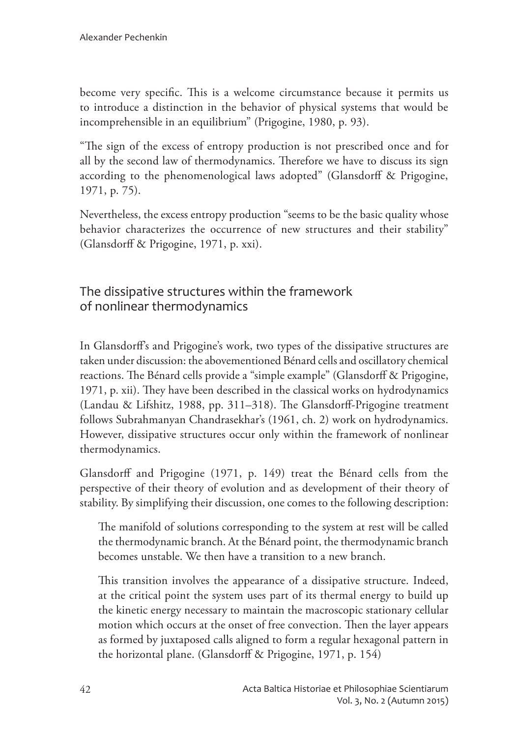become very specific. This is a welcome circumstance because it permits us to introduce a distinction in the behavior of physical systems that would be incomprehensible in an equilibrium" (Prigogine, 1980, p. 93).

"The sign of the excess of entropy production is not prescribed once and for all by the second law of thermodynamics. Therefore we have to discuss its sign according to the phenomenological laws adopted" (Glansdorff & Prigogine, 1971, p. 75).

Nevertheless, the excess entropy production "seems to be the basic quality whose behavior characterizes the occurrence of new structures and their stability" (Glansdorff & Prigogine, 1971, p. xxi).

## The dissipative structures within the framework of nonlinear thermodynamics

In Glansdorff's and Prigogine's work, two types of the dissipative structures are taken under discussion: the abovementioned Bénard cells and oscillatory chemical reactions. The Bénard cells provide a "simple example" (Glansdorff & Prigogine, 1971, p. xii). They have been described in the classical works on hydrodynamics (Landau & Lifshitz, 1988, pp. 311–318). The Glansdorff-Prigogine treatment follows Subrahmanyan Chandrasekhar's (1961, ch. 2) work on hydrodynamics. However, dissipative structures occur only within the framework of nonlinear thermodynamics.

Glansdorff and Prigogine (1971, p. 149) treat the Bénard cells from the perspective of their theory of evolution and as development of their theory of stability. By simplifying their discussion, one comes to the following description:

> The manifold of solutions corresponding to the system at rest will be called the thermodynamic branch. At the Bénard point, the thermodynamic branch becomes unstable. We then have a transition to a new branch.
>
> This transition involves the appearance of a dissipative structure. Indeed, at the critical point the system uses part of its thermal energy to build up the kinetic energy necessary to maintain the macroscopic stationary cellular motion which occurs at the onset of free convection. Then the layer appears as formed by juxtaposed calls aligned to form a regular hexagonal pattern in the horizontal plane. (Glansdorff & Prigogine, 1971, p. 154)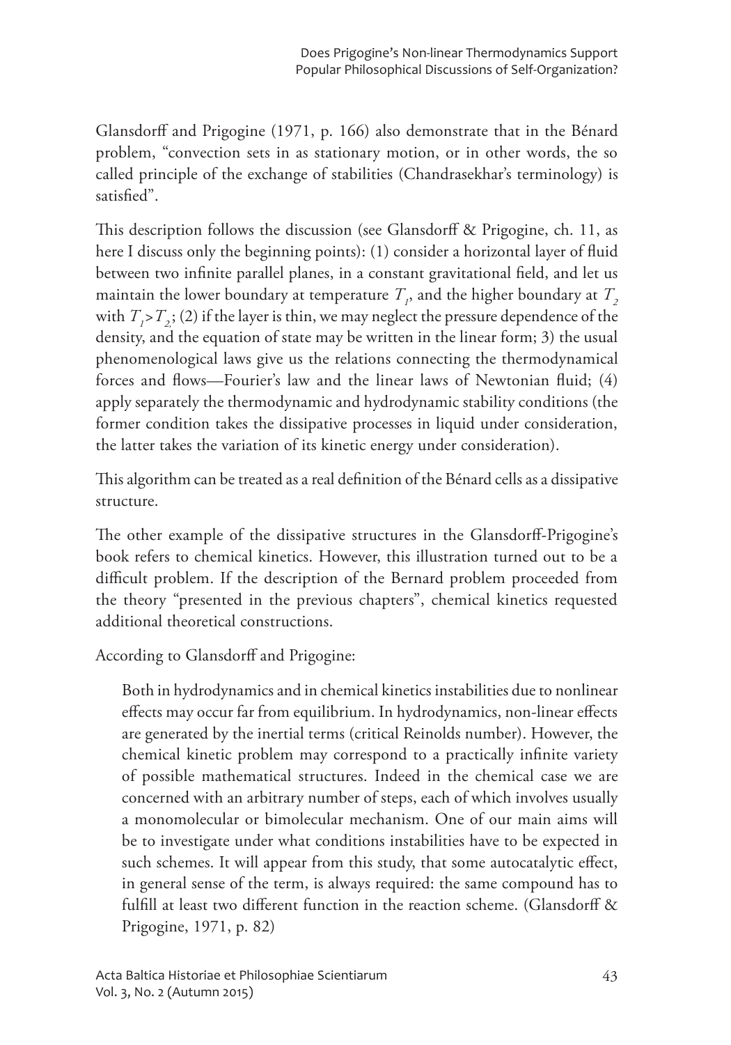Glansdorff and Prigogine (1971, p. 166) also demonstrate that in the Bénard problem, "convection sets in as stationary motion, or in other words, the so called principle of the exchange of stabilities (Chandrasekhar's terminology) is satisfied".

This description follows the discussion (see Glansdorff & Prigogine, ch. 11, as here I discuss only the beginning points): (1) consider a horizontal layer of fluid between two infinite parallel planes, in a constant gravitational field, and let us maintain the lower boundary at temperature $T_1$, and the higher boundary at $T_2$ with $T_1 > T_2$; (2) if the layer is thin, we may neglect the pressure dependence of the density, and the equation of state may be written in the linear form; 3) the usual phenomenological laws give us the relations connecting the thermodynamical forces and flows—Fourier's law and the linear laws of Newtonian fluid; (4) apply separately the thermodynamic and hydrodynamic stability conditions (the former condition takes the dissipative processes in liquid under consideration, the latter takes the variation of its kinetic energy under consideration).

This algorithm can be treated as a real definition of the Bénard cells as a dissipative structure.

The other example of the dissipative structures in the Glansdorff-Prigogine's book refers to chemical kinetics. However, this illustration turned out to be a difficult problem. If the description of the Bernard problem proceeded from the theory "presented in the previous chapters", chemical kinetics requested additional theoretical constructions.

According to Glansdorff and Prigogine:

> Both in hydrodynamics and in chemical kinetics instabilities due to nonlinear effects may occur far from equilibrium. In hydrodynamics, non-linear effects are generated by the inertial terms (critical Reinolds number). However, the chemical kinetic problem may correspond to a practically infinite variety of possible mathematical structures. Indeed in the chemical case we are concerned with an arbitrary number of steps, each of which involves usually a monomolecular or bimolecular mechanism. One of our main aims will be to investigate under what conditions instabilities have to be expected in such schemes. It will appear from this study, that some autocatalytic effect, in general sense of the term, is always required: the same compound has to fulfill at least two different function in the reaction scheme. (Glansdorff & Prigogine, 1971, p. 82)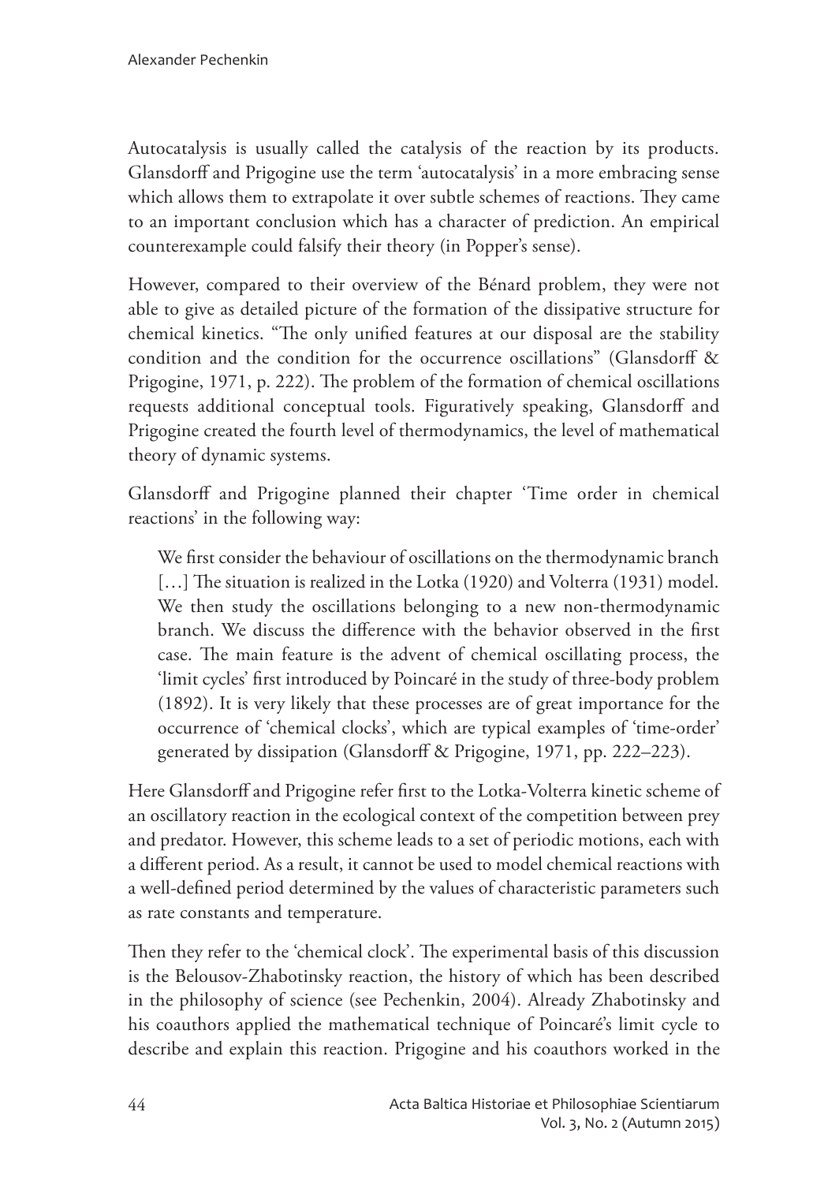Autocatalysis is usually called the catalysis of the reaction by its products. Glansdorff and Prigogine use the term 'autocatalysis' in a more embracing sense which allows them to extrapolate it over subtle schemes of reactions. They came to an important conclusion which has a character of prediction. An empirical counterexample could falsify their theory (in Popper's sense).

However, compared to their overview of the Bénard problem, they were not able to give as detailed picture of the formation of the dissipative structure for chemical kinetics. "The only unified features at our disposal are the stability condition and the condition for the occurrence oscillations" (Glansdorff & Prigogine, 1971, p. 222). The problem of the formation of chemical oscillations requests additional conceptual tools. Figuratively speaking, Glansdorff and Prigogine created the fourth level of thermodynamics, the level of mathematical theory of dynamic systems.

Glansdorff and Prigogine planned their chapter 'Time order in chemical reactions' in the following way:

> We first consider the behaviour of oscillations on the thermodynamic branch […] The situation is realized in the Lotka (1920) and Volterra (1931) model. We then study the oscillations belonging to a new non-thermodynamic branch. We discuss the difference with the behavior observed in the first case. The main feature is the advent of chemical oscillating process, the 'limit cycles' first introduced by Poincaré in the study of three-body problem (1892). It is very likely that these processes are of great importance for the occurrence of 'chemical clocks', which are typical examples of 'time-order' generated by dissipation (Glansdorff & Prigogine, 1971, pp. 222–223).

Here Glansdorff and Prigogine refer first to the Lotka-Volterra kinetic scheme of an oscillatory reaction in the ecological context of the competition between prey and predator. However, this scheme leads to a set of periodic motions, each with a different period. As a result, it cannot be used to model chemical reactions with a well-defined period determined by the values of characteristic parameters such as rate constants and temperature.

Then they refer to the 'chemical clock'. The experimental basis of this discussion is the Belousov-Zhabotinsky reaction, the history of which has been described in the philosophy of science (see Pechenkin, 2004). Already Zhabotinsky and his coauthors applied the mathematical technique of Poincaré's limit cycle to describe and explain this reaction. Prigogine and his coauthors worked in the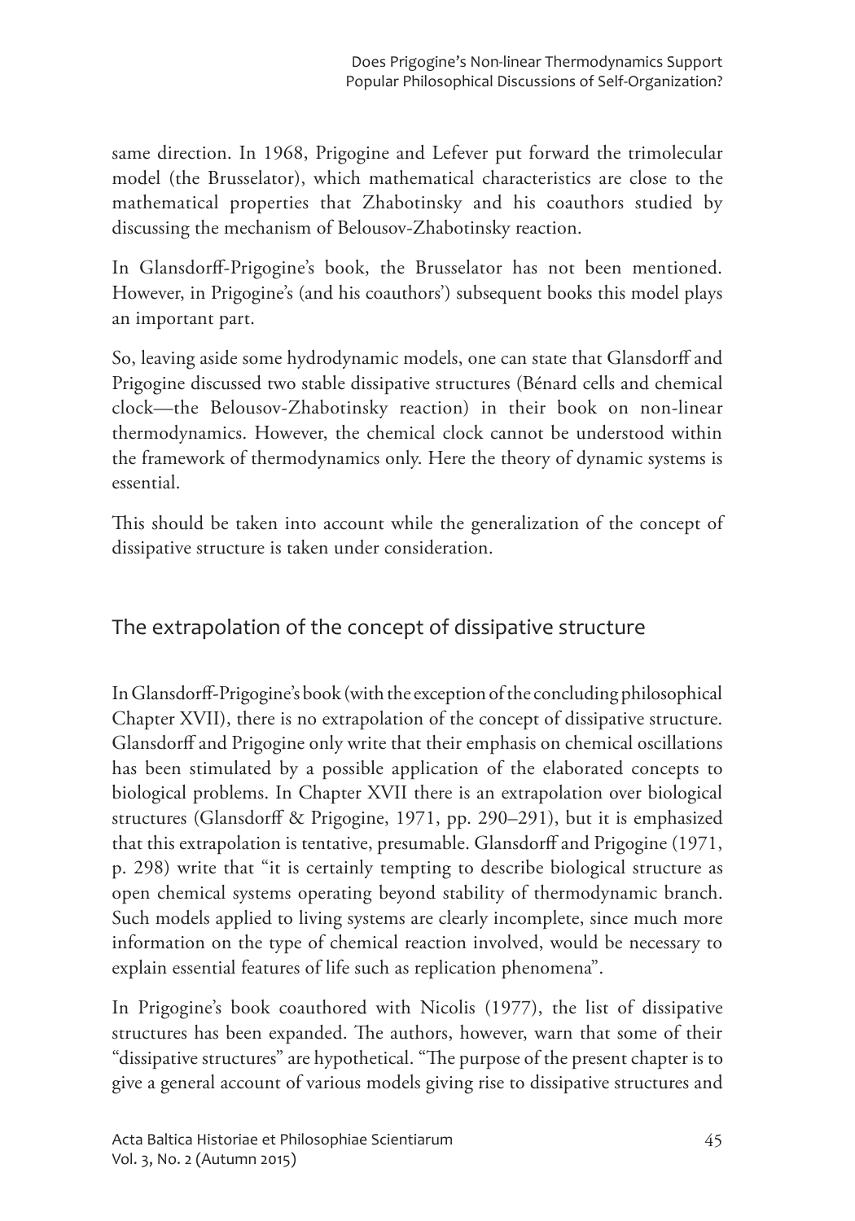same direction. In 1968, Prigogine and Lefever put forward the trimolecular model (the Brusselator), which mathematical characteristics are close to the mathematical properties that Zhabotinsky and his coauthors studied by discussing the mechanism of Belousov-Zhabotinsky reaction.

In Glansdorff-Prigogine's book, the Brusselator has not been mentioned. However, in Prigogine's (and his coauthors') subsequent books this model plays an important part.

So, leaving aside some hydrodynamic models, one can state that Glansdorff and Prigogine discussed two stable dissipative structures (Bénard cells and chemical clock—the Belousov-Zhabotinsky reaction) in their book on non-linear thermodynamics. However, the chemical clock cannot be understood within the framework of thermodynamics only. Here the theory of dynamic systems is essential.

This should be taken into account while the generalization of the concept of dissipative structure is taken under consideration.

## The extrapolation of the concept of dissipative structure

In Glansdorff-Prigogine's book (with the exception of the concluding philosophical Chapter XVII), there is no extrapolation of the concept of dissipative structure. Glansdorff and Prigogine only write that their emphasis on chemical oscillations has been stimulated by a possible application of the elaborated concepts to biological problems. In Chapter XVII there is an extrapolation over biological structures (Glansdorff & Prigogine, 1971, pp. 290–291), but it is emphasized that this extrapolation is tentative, presumable. Glansdorff and Prigogine (1971, p. 298) write that "it is certainly tempting to describe biological structure as open chemical systems operating beyond stability of thermodynamic branch. Such models applied to living systems are clearly incomplete, since much more information on the type of chemical reaction involved, would be necessary to explain essential features of life such as replication phenomena".

In Prigogine's book coauthored with Nicolis (1977), the list of dissipative structures has been expanded. The authors, however, warn that some of their "dissipative structures" are hypothetical. "The purpose of the present chapter is to give a general account of various models giving rise to dissipative structures and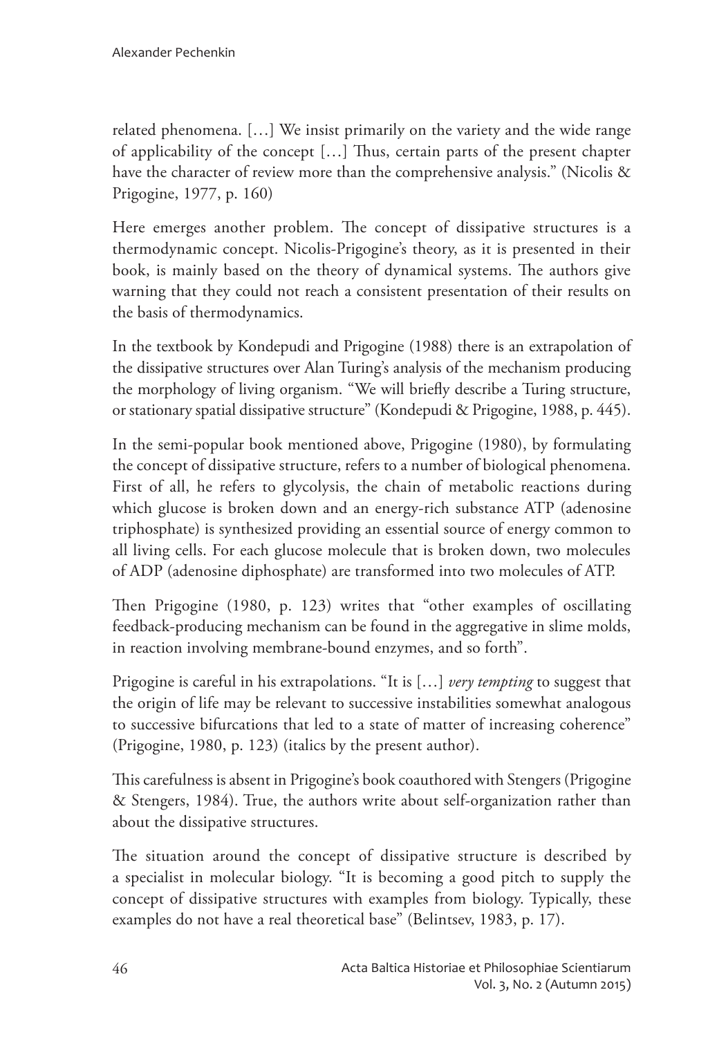related phenomena. […] We insist primarily on the variety and the wide range of applicability of the concept […] Thus, certain parts of the present chapter have the character of review more than the comprehensive analysis." (Nicolis & Prigogine, 1977, p. 160)

Here emerges another problem. The concept of dissipative structures is a thermodynamic concept. Nicolis-Prigogine's theory, as it is presented in their book, is mainly based on the theory of dynamical systems. The authors give warning that they could not reach a consistent presentation of their results on the basis of thermodynamics.

In the textbook by Kondepudi and Prigogine (1988) there is an extrapolation of the dissipative structures over Alan Turing's analysis of the mechanism producing the morphology of living organism. "We will briefly describe a Turing structure, or stationary spatial dissipative structure" (Kondepudi & Prigogine, 1988, p. 445).

In the semi-popular book mentioned above, Prigogine (1980), by formulating the concept of dissipative structure, refers to a number of biological phenomena. First of all, he refers to glycolysis, the chain of metabolic reactions during which glucose is broken down and an energy-rich substance ATP (adenosine triphosphate) is synthesized providing an essential source of energy common to all living cells. For each glucose molecule that is broken down, two molecules of ADP (adenosine diphosphate) are transformed into two molecules of ATP.

Then Prigogine (1980, p. 123) writes that "other examples of oscillating feedback-producing mechanism can be found in the aggregative in slime molds, in reaction involving membrane-bound enzymes, and so forth".

Prigogine is careful in his extrapolations. "It is […] *very tempting* to suggest that the origin of life may be relevant to successive instabilities somewhat analogous to successive bifurcations that led to a state of matter of increasing coherence" (Prigogine, 1980, p. 123) (italics by the present author).

This carefulness is absent in Prigogine's book coauthored with Stengers (Prigogine & Stengers, 1984). True, the authors write about self-organization rather than about the dissipative structures.

The situation around the concept of dissipative structure is described by a specialist in molecular biology. "It is becoming a good pitch to supply the concept of dissipative structures with examples from biology. Typically, these examples do not have a real theoretical base" (Belintsev, 1983, p. 17).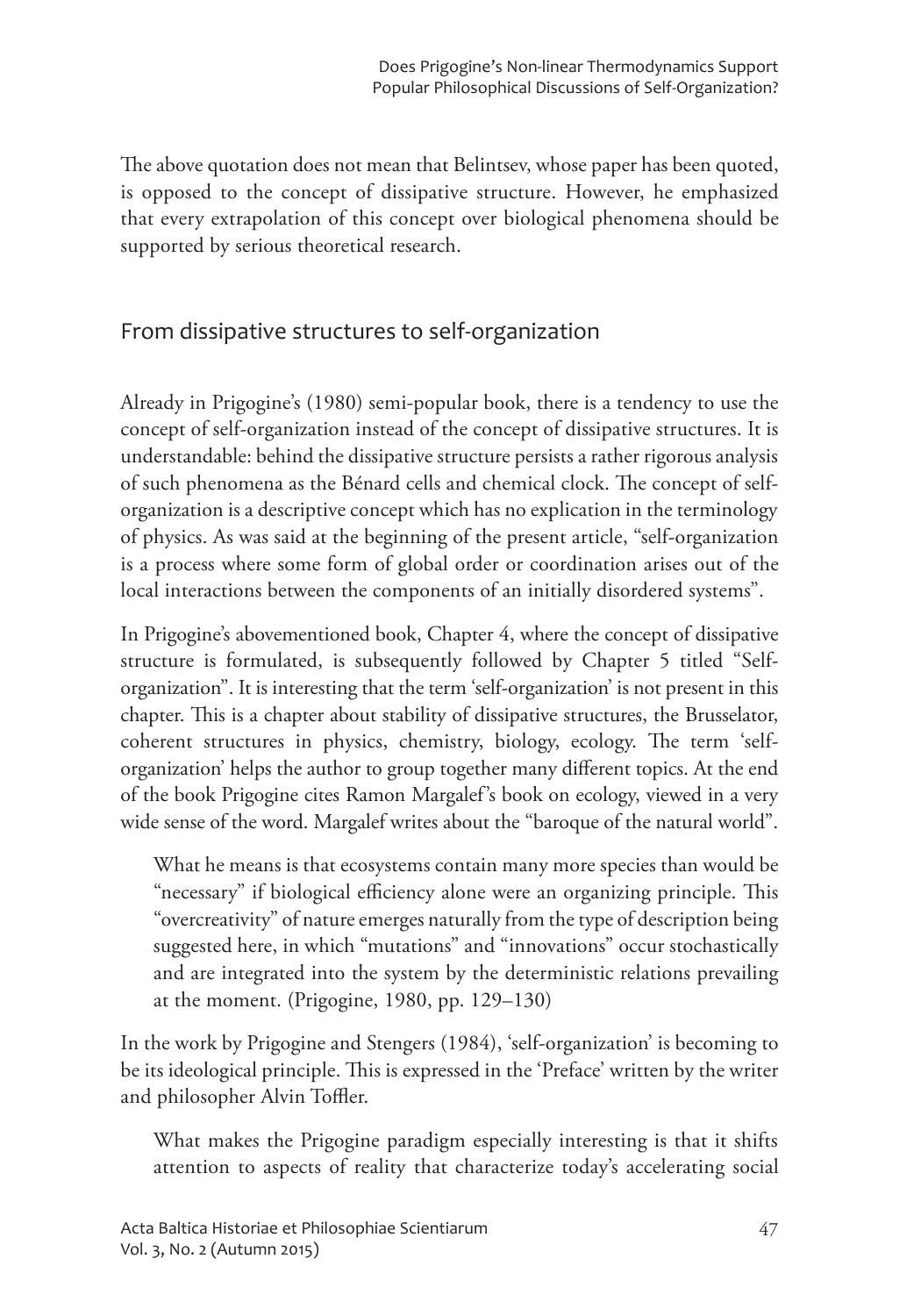The above quotation does not mean that Belintsev, whose paper has been quoted, is opposed to the concept of dissipative structure. However, he emphasized that every extrapolation of this concept over biological phenomena should be supported by serious theoretical research.

## From dissipative structures to self-organization

Already in Prigogine's (1980) semi-popular book, there is a tendency to use the concept of self-organization instead of the concept of dissipative structures. It is understandable: behind the dissipative structure persists a rather rigorous analysis of such phenomena as the Bénard cells and chemical clock. The concept of self-organization is a descriptive concept which has no explication in the terminology of physics. As was said at the beginning of the present article, "self-organization is a process where some form of global order or coordination arises out of the local interactions between the components of an initially disordered systems".

In Prigogine's abovementioned book, Chapter 4, where the concept of dissipative structure is formulated, is subsequently followed by Chapter 5 titled "Self-organization". It is interesting that the term 'self-organization' is not present in this chapter. This is a chapter about stability of dissipative structures, the Brusselator, coherent structures in physics, chemistry, biology, ecology. The term 'self-organization' helps the author to group together many different topics. At the end of the book Prigogine cites Ramon Margalef's book on ecology, viewed in a very wide sense of the word. Margalef writes about the "baroque of the natural world".

> What he means is that ecosystems contain many more species than would be "necessary" if biological efficiency alone were an organizing principle. This "overcreativity" of nature emerges naturally from the type of description being suggested here, in which "mutations" and "innovations" occur stochastically and are integrated into the system by the deterministic relations prevailing at the moment. (Prigogine, 1980, pp. 129–130)

In the work by Prigogine and Stengers (1984), 'self-organization' is becoming to be its ideological principle. This is expressed in the 'Preface' written by the writer and philosopher Alvin Toffler.

> What makes the Prigogine paradigm especially interesting is that it shifts attention to aspects of reality that characterize today's accelerating social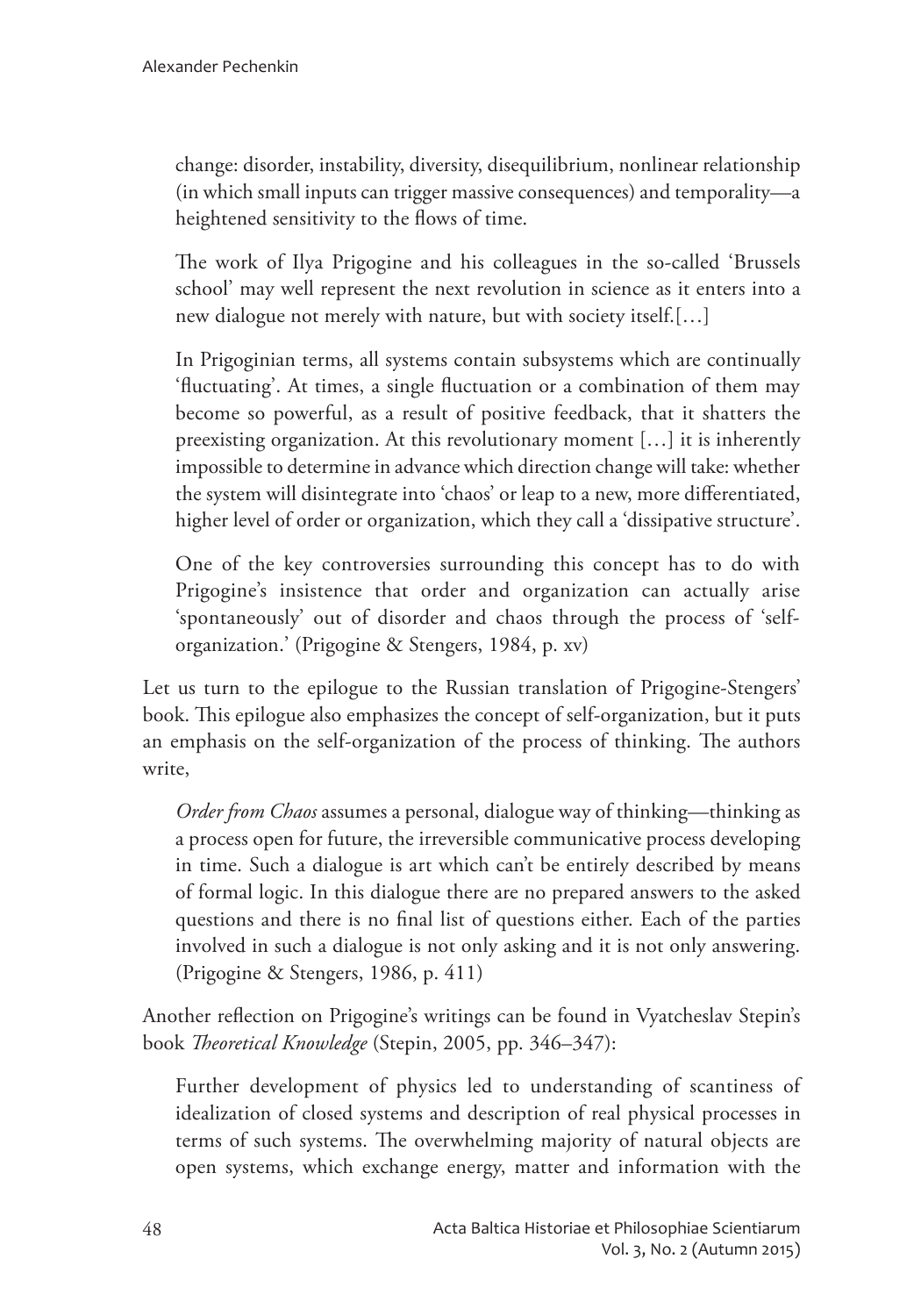> change: disorder, instability, diversity, disequilibrium, nonlinear relationship (in which small inputs can trigger massive consequences) and temporality—a heightened sensitivity to the flows of time.
>
> The work of Ilya Prigogine and his colleagues in the so-called 'Brussels school' may well represent the next revolution in science as it enters into a new dialogue not merely with nature, but with society itself.[…]
>
> In Prigoginian terms, all systems contain subsystems which are continually 'fluctuating'. At times, a single fluctuation or a combination of them may become so powerful, as a result of positive feedback, that it shatters the preexisting organization. At this revolutionary moment […] it is inherently impossible to determine in advance which direction change will take: whether the system will disintegrate into 'chaos' or leap to a new, more differentiated, higher level of order or organization, which they call a 'dissipative structure'.
>
> One of the key controversies surrounding this concept has to do with Prigogine's insistence that order and organization can actually arise 'spontaneously' out of disorder and chaos through the process of 'self-organization.' (Prigogine & Stengers, 1984, p. xv)

Let us turn to the epilogue to the Russian translation of Prigogine-Stengers' book. This epilogue also emphasizes the concept of self-organization, but it puts an emphasis on the self-organization of the process of thinking. The authors write,

> *Order from Chaos* assumes a personal, dialogue way of thinking—thinking as a process open for future, the irreversible communicative process developing in time. Such a dialogue is art which can't be entirely described by means of formal logic. In this dialogue there are no prepared answers to the asked questions and there is no final list of questions either. Each of the parties involved in such a dialogue is not only asking and it is not only answering. (Prigogine & Stengers, 1986, p. 411)

Another reflection on Prigogine's writings can be found in Vyatcheslav Stepin's book *Theoretical Knowledge* (Stepin, 2005, pp. 346–347):

> Further development of physics led to understanding of scantiness of idealization of closed systems and description of real physical processes in terms of such systems. The overwhelming majority of natural objects are open systems, which exchange energy, matter and information with the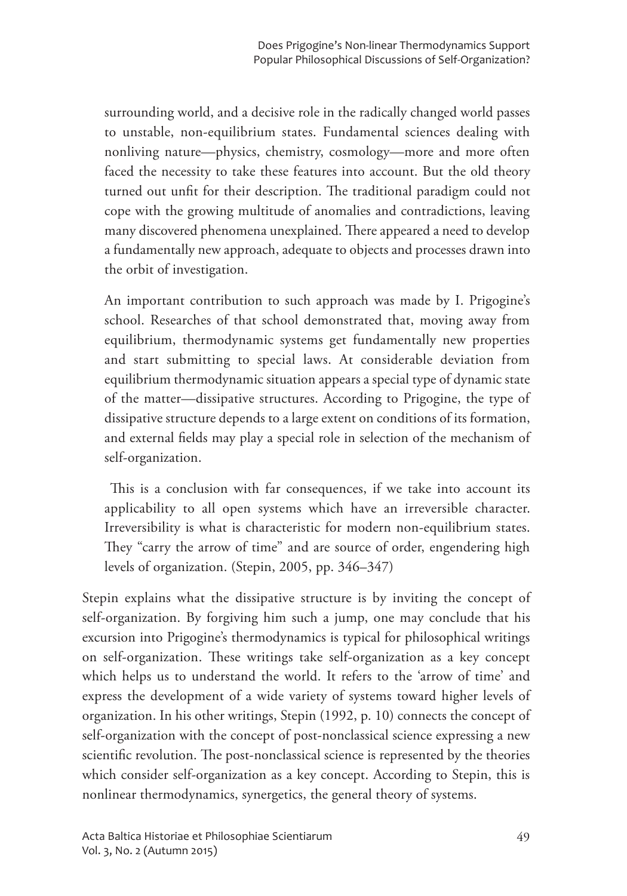> surrounding world, and a decisive role in the radically changed world passes to unstable, non-equilibrium states. Fundamental sciences dealing with nonliving nature—physics, chemistry, cosmology—more and more often faced the necessity to take these features into account. But the old theory turned out unfit for their description. The traditional paradigm could not cope with the growing multitude of anomalies and contradictions, leaving many discovered phenomena unexplained. There appeared a need to develop a fundamentally new approach, adequate to objects and processes drawn into the orbit of investigation.
>
> An important contribution to such approach was made by I. Prigogine's school. Researches of that school demonstrated that, moving away from equilibrium, thermodynamic systems get fundamentally new properties and start submitting to special laws. At considerable deviation from equilibrium thermodynamic situation appears a special type of dynamic state of the matter—dissipative structures. According to Prigogine, the type of dissipative structure depends to a large extent on conditions of its formation, and external fields may play a special role in selection of the mechanism of self-organization.
>
> This is a conclusion with far consequences, if we take into account its applicability to all open systems which have an irreversible character. Irreversibility is what is characteristic for modern non-equilibrium states. They "carry the arrow of time" and are source of order, engendering high levels of organization. (Stepin, 2005, pp. 346–347)

Stepin explains what the dissipative structure is by inviting the concept of self-organization. By forgiving him such a jump, one may conclude that his excursion into Prigogine's thermodynamics is typical for philosophical writings on self-organization. These writings take self-organization as a key concept which helps us to understand the world. It refers to the 'arrow of time' and express the development of a wide variety of systems toward higher levels of organization. In his other writings, Stepin (1992, p. 10) connects the concept of self-organization with the concept of post-nonclassical science expressing a new scientific revolution. The post-nonclassical science is represented by the theories which consider self-organization as a key concept. According to Stepin, this is nonlinear thermodynamics, synergetics, the general theory of systems.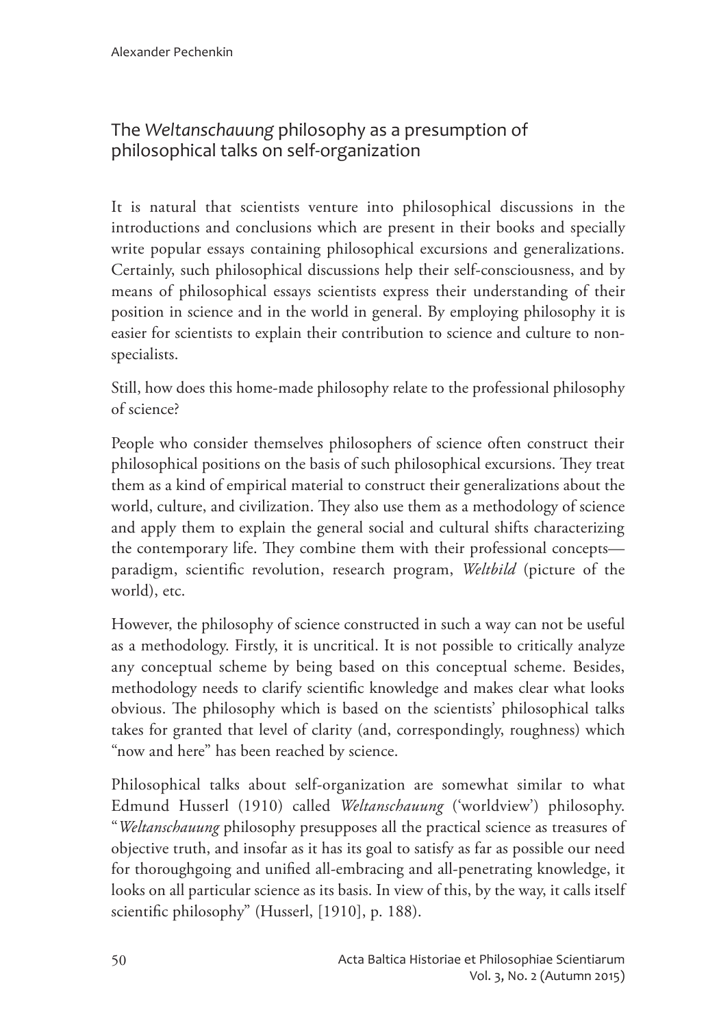## The *Weltanschauung* philosophy as a presumption of philosophical talks on self-organization

It is natural that scientists venture into philosophical discussions in the introductions and conclusions which are present in their books and specially write popular essays containing philosophical excursions and generalizations. Certainly, such philosophical discussions help their self-consciousness, and by means of philosophical essays scientists express their understanding of their position in science and in the world in general. By employing philosophy it is easier for scientists to explain their contribution to science and culture to non-specialists.

Still, how does this home-made philosophy relate to the professional philosophy of science?

People who consider themselves philosophers of science often construct their philosophical positions on the basis of such philosophical excursions. They treat them as a kind of empirical material to construct their generalizations about the world, culture, and civilization. They also use them as a methodology of science and apply them to explain the general social and cultural shifts characterizing the contemporary life. They combine them with their professional concepts—paradigm, scientific revolution, research program, *Weltbild* (picture of the world), etc.

However, the philosophy of science constructed in such a way can not be useful as a methodology. Firstly, it is uncritical. It is not possible to critically analyze any conceptual scheme by being based on this conceptual scheme. Besides, methodology needs to clarify scientific knowledge and makes clear what looks obvious. The philosophy which is based on the scientists' philosophical talks takes for granted that level of clarity (and, correspondingly, roughness) which "now and here" has been reached by science.

Philosophical talks about self-organization are somewhat similar to what Edmund Husserl (1910) called *Weltanschauung* ('worldview') philosophy. "*Weltanschauung* philosophy presupposes all the practical science as treasures of objective truth, and insofar as it has its goal to satisfy as far as possible our need for thoroughgoing and unified all-embracing and all-penetrating knowledge, it looks on all particular science as its basis. In view of this, by the way, it calls itself scientific philosophy" (Husserl, [1910], p. 188).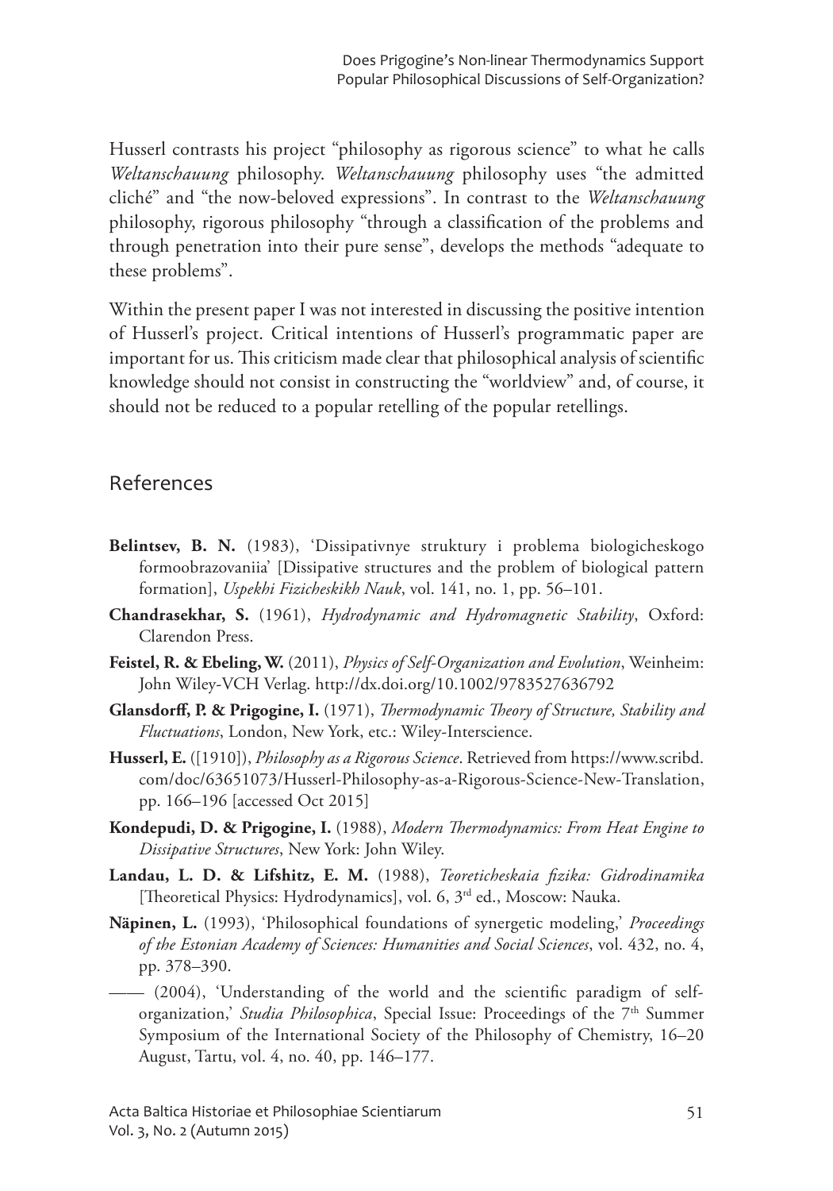Husserl contrasts his project "philosophy as rigorous science" to what he calls *Weltanschauung* philosophy. *Weltanschauung* philosophy uses "the admitted cliché" and "the now-beloved expressions". In contrast to the *Weltanschauung* philosophy, rigorous philosophy "through a classification of the problems and through penetration into their pure sense", develops the methods "adequate to these problems".

Within the present paper I was not interested in discussing the positive intention of Husserl's project. Critical intentions of Husserl's programmatic paper are important for us. This criticism made clear that philosophical analysis of scientific knowledge should not consist in constructing the "worldview" and, of course, it should not be reduced to a popular retelling of the popular retellings.

## References

**Belintsev, B. N.** (1983), 'Dissipativnye struktury i problema biologicheskogo formoobrazovaniia' [Dissipative structures and the problem of biological pattern formation], *Uspekhi Fizicheskikh Nauk*, vol. 141, no. 1, pp. 56–101.

**Chandrasekhar, S.** (1961), *Hydrodynamic and Hydromagnetic Stability*, Oxford: Clarendon Press.

**Feistel, R. & Ebeling, W.** (2011), *Physics of Self-Organization and Evolution*, Weinheim: John Wiley-VCH Verlag. http://dx.doi.org/10.1002/9783527636792

**Glansdorff, P. & Prigogine, I.** (1971), *Thermodynamic Theory of Structure, Stability and Fluctuations*, London, New York, etc.: Wiley-Interscience.

**Husserl, E.** ([1910]), *Philosophy as a Rigorous Science*. Retrieved from https://www.scribd.com/doc/63651073/Husserl-Philosophy-as-a-Rigorous-Science-New-Translation, pp. 166–196 [accessed Oct 2015]

**Kondepudi, D. & Prigogine, I.** (1988), *Modern Thermodynamics: From Heat Engine to Dissipative Structures*, New York: John Wiley.

**Landau, L. D. & Lifshitz, E. M.** (1988), *Teoreticheskaia fizika: Gidrodinamika* [Theoretical Physics: Hydrodynamics], vol. 6, 3rd ed., Moscow: Nauka.

**Näpinen, L.** (1993), 'Philosophical foundations of synergetic modeling,' *Proceedings of the Estonian Academy of Sciences: Humanities and Social Sciences*, vol. 432, no. 4, pp. 378–390.

—— (2004), 'Understanding of the world and the scientific paradigm of self-organization,' *Studia Philosophica*, Special Issue: Proceedings of the 7th Summer Symposium of the International Society of the Philosophy of Chemistry, 16–20 August, Tartu, vol. 4, no. 40, pp. 146–177.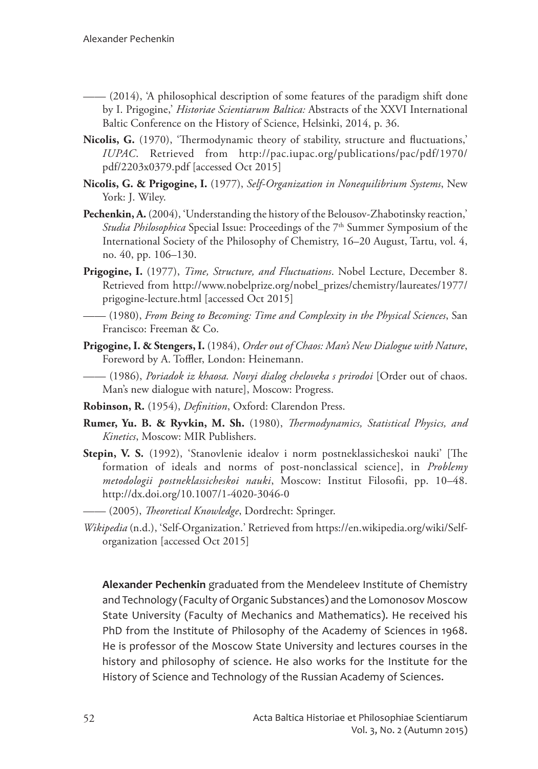—— (2014), 'A philosophical description of some features of the paradigm shift done by I. Prigogine,' *Historiae Scientiarum Baltica:* Abstracts of the XXVI International Baltic Conference on the History of Science, Helsinki, 2014, p. 36.

**Nicolis, G.** (1970), 'Thermodynamic theory of stability, structure and fluctuations,' *IUPAC*. Retrieved from http://pac.iupac.org/publications/pac/pdf/1970/pdf/2203x0379.pdf [accessed Oct 2015]

**Nicolis, G. & Prigogine, I.** (1977), *Self-Organization in Nonequilibrium Systems*, New York: J. Wiley.

**Pechenkin, A.** (2004), 'Understanding the history of the Belousov-Zhabotinsky reaction,' *Studia Philosophica* Special Issue: Proceedings of the 7th Summer Symposium of the International Society of the Philosophy of Chemistry, 16–20 August, Tartu, vol. 4, no. 40, pp. 106–130.

**Prigogine, I.** (1977), *Time, Structure, and Fluctuations*. Nobel Lecture, December 8. Retrieved from http://www.nobelprize.org/nobel_prizes/chemistry/laureates/1977/prigogine-lecture.html [accessed Oct 2015]

—— (1980), *From Being to Becoming: Time and Complexity in the Physical Sciences*, San Francisco: Freeman & Co.

**Prigogine, I. & Stengers, I.** (1984), *Order out of Chaos: Man's New Dialogue with Nature*, Foreword by A. Toffler, London: Heinemann.

—— (1986), *Poriadok iz khaosa. Novyi dialog cheloveka s prirodoi* [Order out of chaos. Man's new dialogue with nature], Moscow: Progress.

**Robinson, R.** (1954), *Definition*, Oxford: Clarendon Press.

**Rumer, Yu. B. & Ryvkin, M. Sh.** (1980), *Thermodynamics, Statistical Physics, and Kinetics*, Moscow: MIR Publishers.

**Stepin, V. S.** (1992), 'Stanovlenie idealov i norm postneklassicheskoi nauki' [The formation of ideals and norms of post-nonclassical science], in *Problemy metodologii postneklassicheskoi nauki*, Moscow: Institut Filosofii, pp. 10–48. http://dx.doi.org/10.1007/1-4020-3046-0

—— (2005), *Theoretical Knowledge*, Dordrecht: Springer.

*Wikipedia* (n.d.), 'Self-Organization.' Retrieved from https://en.wikipedia.org/wiki/Self-organization [accessed Oct 2015]

**Alexander Pechenkin** graduated from the Mendeleev Institute of Chemistry and Technology (Faculty of Organic Substances) and the Lomonosov Moscow State University (Faculty of Mechanics and Mathematics). He received his PhD from the Institute of Philosophy of the Academy of Sciences in 1968. He is professor of the Moscow State University and lectures courses in the history and philosophy of science. He also works for the Institute for the History of Science and Technology of the Russian Academy of Sciences.